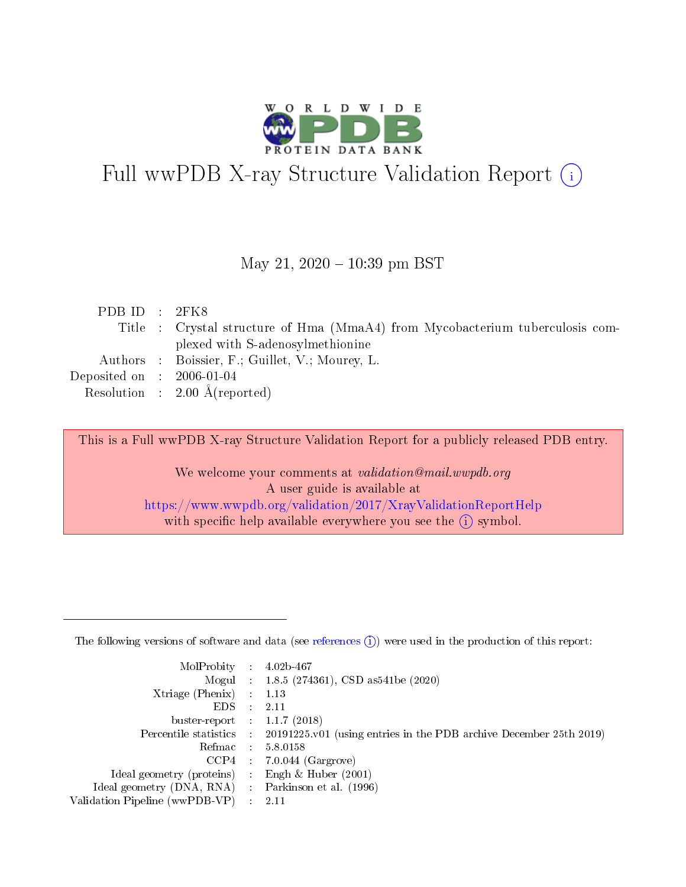# Full wwPDB X-ray Structure Validation Report (i)

May 21, 2020 – 10:39 pm BST

| | | |
|---|---|---|
| PDB ID | : | 2FK8 |
| Title | : | Crystal structure of Hma (MmaA4) from Mycobacterium tuberculosis complexed with S-adenosylmethionine |
| Authors | : | Boissier, F.; Guillet, V.; Mourey, L. |
| Deposited on | : | 2006-01-04 |
| Resolution | : | 2.00 Å(reported) |

This is a Full wwPDB X-ray Structure Validation Report for a publicly released PDB entry.

We welcome your comments at *validation@mail.wwpdb.org*
A user guide is available at
https://www.wwpdb.org/validation/2017/XrayValidationReportHelp
with specific help available everywhere you see the (i) symbol.

---

The following versions of software and data (see references (i)) were used in the production of this report:

| | | |
|---|---|---|
| MolProbity | : | 4.02b-467 |
| Mogul | : | 1.8.5 (274361), CSD as541be (2020) |
| Xtriage (Phenix) | : | 1.13 |
| EDS | : | 2.11 |
| buster-report | : | 1.1.7 (2018) |
| Percentile statistics | : | 20191225.v01 (using entries in the PDB archive December 25th 2019) |
| Refmac | : | 5.8.0158 |
| CCP4 | : | 7.0.044 (Gargrove) |
| Ideal geometry (proteins) | : | Engh & Huber (2001) |
| Ideal geometry (DNA, RNA) | : | Parkinson et al. (1996) |
| Validation Pipeline (wwPDB-VP) | : | 2.11 |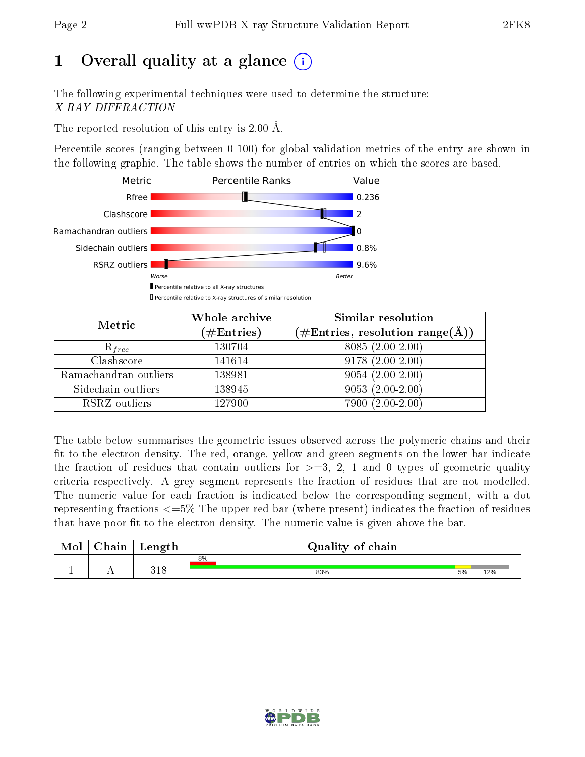# 1 Overall quality at a glance

The following experimental techniques were used to determine the structure:
*X-RAY DIFFRACTION*

The reported resolution of this entry is 2.00 Å.

Percentile scores (ranging between 0-100) for global validation metrics of the entry are shown in the following graphic. The table shows the number of entries on which the scores are based.

| Metric | Value |
|---|---|
| Rfree | 0.236 |
| Clashscore | 2 |
| Ramachandran outliers | 0 |
| Sidechain outliers | 0.8% |
| RSRZ outliers | 9.6% |

| Metric | Whole archive (#Entries) | Similar resolution (#Entries, resolution range(Å)) |
|---|---|---|
| $R_{free}$ | 130704 | 8085 (2.00-2.00) |
| Clashscore | 141614 | 9178 (2.00-2.00) |
| Ramachandran outliers | 138981 | 9054 (2.00-2.00) |
| Sidechain outliers | 138945 | 9053 (2.00-2.00) |
| RSRZ outliers | 127900 | 7900 (2.00-2.00) |

The table below summarises the geometric issues observed across the polymeric chains and their fit to the electron density. The red, orange, yellow and green segments on the lower bar indicate the fraction of residues that contain outliers for >=3, 2, 1 and 0 types of geometric quality criteria respectively. A grey segment represents the fraction of residues that are not modelled. The numeric value for each fraction is indicated below the corresponding segment, with a dot representing fractions <=5% The upper red bar (where present) indicates the fraction of residues that have poor fit to the electron density. The numeric value is given above the bar.

| Mol | Chain | Length | Quality of chain |
|---|---|---|---|
| 1 | A | 318 | 8% (poor fit); 83%, 5%, 12% |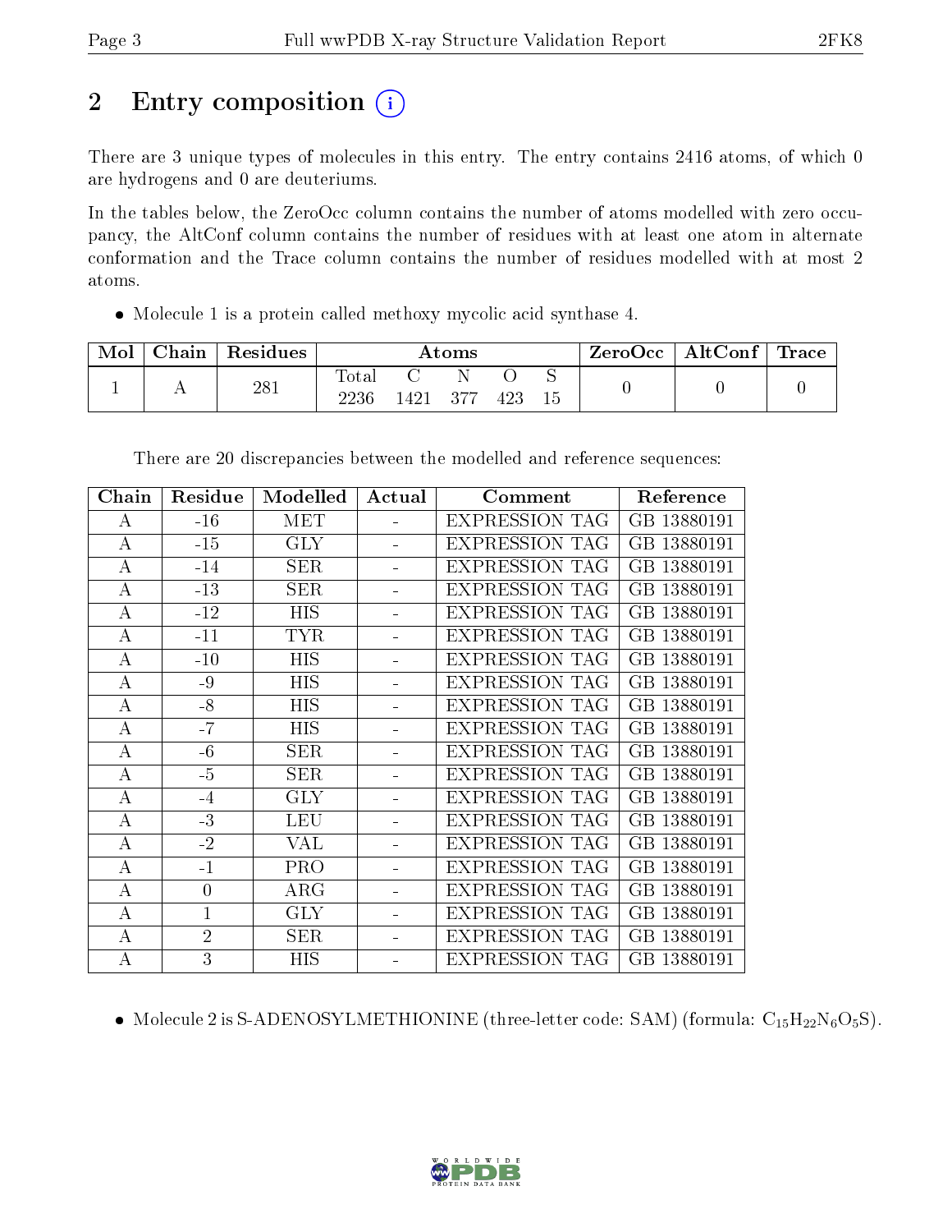# 2 Entry composition

There are 3 unique types of molecules in this entry. The entry contains 2416 atoms, of which 0 are hydrogens and 0 are deuteriums.

In the tables below, the ZeroOcc column contains the number of atoms modelled with zero occupancy, the AltConf column contains the number of residues with at least one atom in alternate conformation and the Trace column contains the number of residues modelled with at most 2 atoms.

- Molecule 1 is a protein called methoxy mycolic acid synthase 4.

| Mol | Chain | Residues | Atoms | | | | | ZeroOcc | AltConf | Trace |
|---|---|---|---|---|---|---|---|---|---|---|
| 1 | A | 281 | Total | C | N | O | S | 0 | 0 | 0 |
| | | | 2236 | 1421 | 377 | 423 | 15 | | | |

There are 20 discrepancies between the modelled and reference sequences:

| Chain | Residue | Modelled | Actual | Comment | Reference |
|---|---|---|---|---|---|
| A | -16 | MET | - | EXPRESSION TAG | GB 13880191 |
| A | -15 | GLY | - | EXPRESSION TAG | GB 13880191 |
| A | -14 | SER | - | EXPRESSION TAG | GB 13880191 |
| A | -13 | SER | - | EXPRESSION TAG | GB 13880191 |
| A | -12 | HIS | - | EXPRESSION TAG | GB 13880191 |
| A | -11 | TYR | - | EXPRESSION TAG | GB 13880191 |
| A | -10 | HIS | - | EXPRESSION TAG | GB 13880191 |
| A | -9 | HIS | - | EXPRESSION TAG | GB 13880191 |
| A | -8 | HIS | - | EXPRESSION TAG | GB 13880191 |
| A | -7 | HIS | - | EXPRESSION TAG | GB 13880191 |
| A | -6 | SER | - | EXPRESSION TAG | GB 13880191 |
| A | -5 | SER | - | EXPRESSION TAG | GB 13880191 |
| A | -4 | GLY | - | EXPRESSION TAG | GB 13880191 |
| A | -3 | LEU | - | EXPRESSION TAG | GB 13880191 |
| A | -2 | VAL | - | EXPRESSION TAG | GB 13880191 |
| A | -1 | PRO | - | EXPRESSION TAG | GB 13880191 |
| A | 0 | ARG | - | EXPRESSION TAG | GB 13880191 |
| A | 1 | GLY | - | EXPRESSION TAG | GB 13880191 |
| A | 2 | SER | - | EXPRESSION TAG | GB 13880191 |
| A | 3 | HIS | - | EXPRESSION TAG | GB 13880191 |

- Molecule 2 is S-ADENOSYLMETHIONINE (three-letter code: SAM) (formula: $C_{15}H_{22}N_6O_5S$).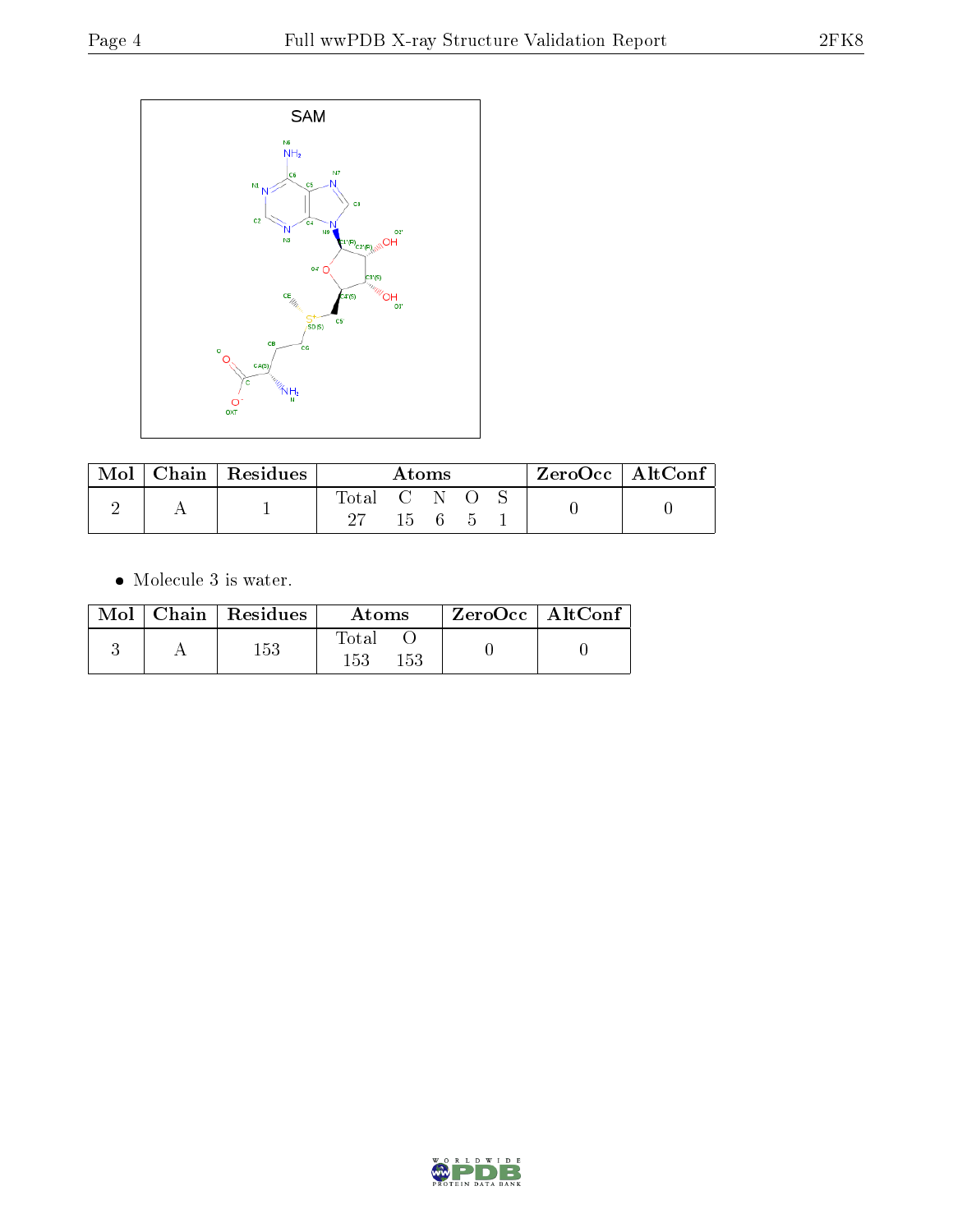| Mol | Chain | Residues | Atoms | | | | | ZeroOcc | AltConf |
|---|---|---|---|---|---|---|---|---|---|
| | | | Total | C | N | O | S | | |
| 2 | A | 1 | 27 | 15 | 6 | 5 | 1 | 0 | 0 |

- Molecule 3 is water.

| Mol | Chain | Residues | Atoms | | ZeroOcc | AltConf |
|---|---|---|---|---|---|---|
| | | | Total | O | | |
| 3 | A | 153 | 153 | 153 | 0 | 0 |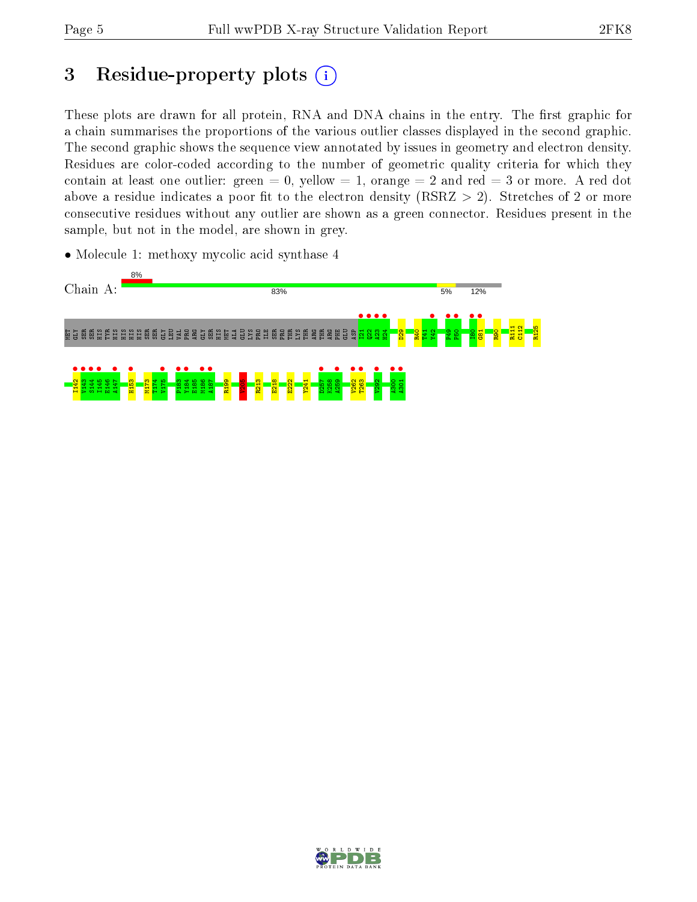# 3 Residue-property plots

These plots are drawn for all protein, RNA and DNA chains in the entry. The first graphic for a chain summarises the proportions of the various outlier classes displayed in the second graphic. The second graphic shows the sequence view annotated by issues in geometry and electron density. Residues are color-coded according to the number of geometric quality criteria for which they contain at least one outlier: green = 0, yellow = 1, orange = 2 and red = 3 or more. A red dot above a residue indicates a poor fit to the electron density (RSRZ > 2). Stretches of 2 or more consecutive residues without any outlier are shown as a green connector. Residues present in the sample, but not in the model, are shown in grey.

- Molecule 1: methoxy mycolic acid synthase 4

Chain A: 8% | 83% | 5% | 12%

MET GLY SER SER HIS HIS HIS HIS HIS HIS SER SER GLY LEU VAL PRO ARG GLY SER HIS MET ALA GLU LYS PRO ILE SER PRO THR LYS THR ARG THR ARG PHE GLU ASP I21 Q22 A23 H24 D29 R40 T41 Y42 P49 P50 I80 G81 R90 R111 C112 R125

I142 W143 S144 I145 E146 A147 H153 M173 T174 V175 F183 Y184 E185 M186 A187 R199 V205 R213 E218 E222 Y241 D257 K258 A259 V262 T263 V292 A300 A301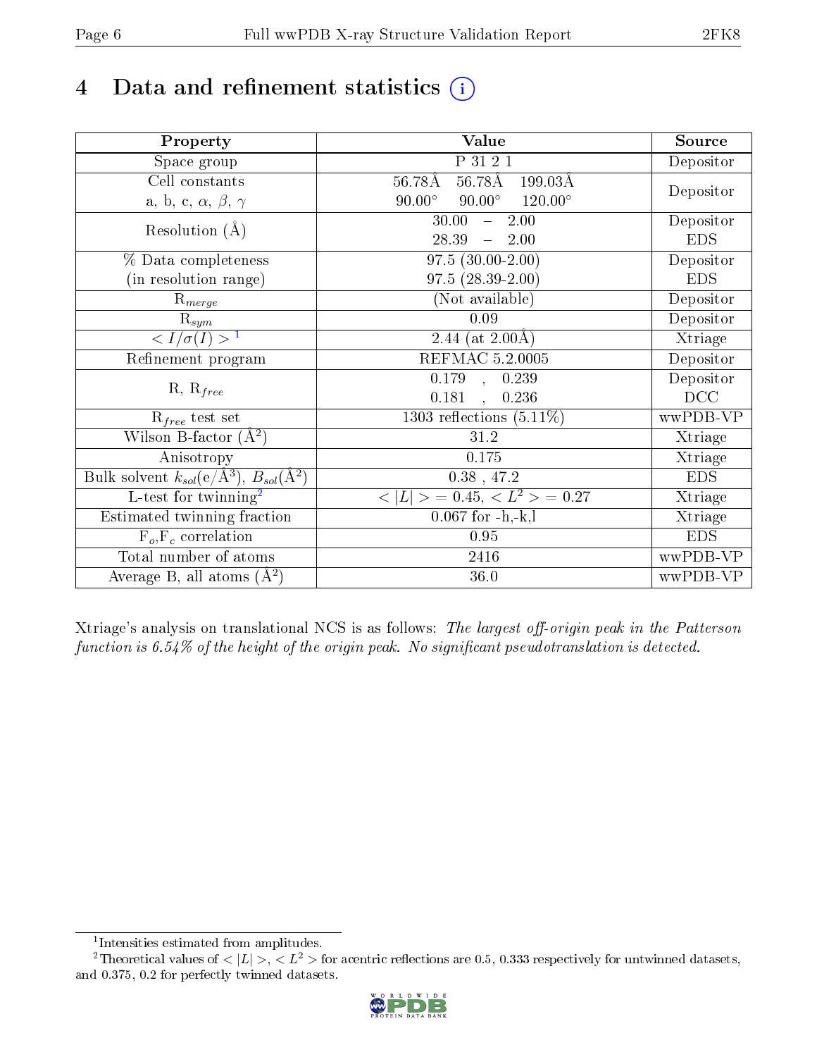# 4 Data and refinement statistics

| Property | Value | Source |
|---|---|---|
| Space group | P 31 2 1 | Depositor |
| Cell constants<br>a, b, c, $\alpha$, $\beta$, $\gamma$ | 56.78Å 56.78Å 199.03Å<br>90.00° 90.00° 120.00° | Depositor |
| Resolution (Å) | 30.00 – 2.00<br>28.39 – 2.00 | Depositor<br>EDS |
| % Data completeness<br>(in resolution range) | 97.5 (30.00-2.00)<br>97.5 (28.39-2.00) | Depositor<br>EDS |
| $R_{merge}$ | (Not available) | Depositor |
| $R_{sym}$ | 0.09 | Depositor |
| $< I/\sigma(I) >$ [1] | 2.44 (at 2.00Å) | Xtriage |
| Refinement program | REFMAC 5.2.0005 | Depositor |
| R, $R_{free}$ | 0.179 , 0.239<br>0.181 , 0.236 | Depositor<br>DCC |
| $R_{free}$ test set | 1303 reflections (5.11%) | wwPDB-VP |
| Wilson B-factor (Å$^2$) | 31.2 | Xtriage |
| Anisotropy | 0.175 | Xtriage |
| Bulk solvent $k_{sol}$(e/Å$^3$), $B_{sol}$(Å$^2$) | 0.38 , 47.2 | EDS |
| L-test for twinning[2] | $< \|L\| > = 0.45$, $< L^2 > = 0.27$ | Xtriage |
| Estimated twinning fraction | 0.067 for -h,-k,l | Xtriage |
| $F_o$,$F_c$ correlation | 0.95 | EDS |
| Total number of atoms | 2416 | wwPDB-VP |
| Average B, all atoms (Å$^2$) | 36.0 | wwPDB-VP |

Xtriage's analysis on translational NCS is as follows: *The largest off-origin peak in the Patterson function is 6.54% of the height of the origin peak. No significant pseudotranslation is detected.*

[1] Intensities estimated from amplitudes.

[2] Theoretical values of $< |L| >$, $< L^2 >$ for acentric reflections are 0.5, 0.333 respectively for untwinned datasets, and 0.375, 0.2 for perfectly twinned datasets.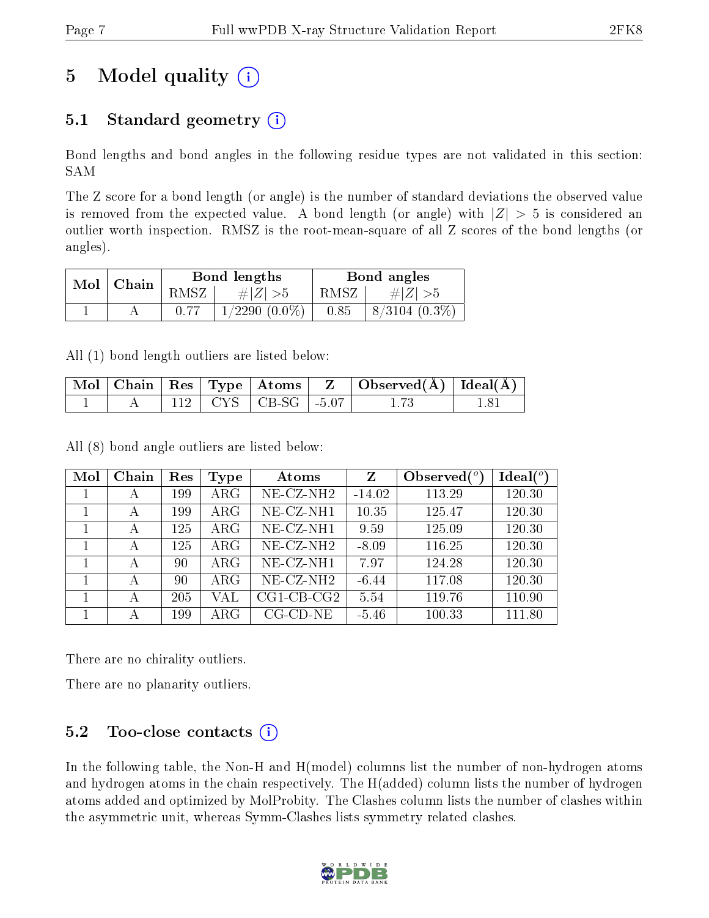# 5 Model quality (i)

## 5.1 Standard geometry (i)

Bond lengths and bond angles in the following residue types are not validated in this section: SAM

The Z score for a bond length (or angle) is the number of standard deviations the observed value is removed from the expected value. A bond length (or angle) with $|Z| > 5$ is considered an outlier worth inspection. RMSZ is the root-mean-square of all Z scores of the bond lengths (or angles).

| Mol | Chain | Bond lengths | | Bond angles | |
|---|---|---|---|---|---|
| | | RMSZ | #$\|Z\|$ >5 | RMSZ | #$\|Z\|$ >5 |
| 1 | A | 0.77 | 1/2290 (0.0%) | 0.85 | 8/3104 (0.3%) |

All (1) bond length outliers are listed below:

| Mol | Chain | Res | Type | Atoms | Z | Observed(Å) | Ideal(Å) |
|---|---|---|---|---|---|---|---|
| 1 | A | 112 | CYS | CB-SG | -5.07 | 1.73 | 1.81 |

All (8) bond angle outliers are listed below:

| Mol | Chain | Res | Type | Atoms | Z | Observed($^o$) | Ideal($^o$) |
|---|---|---|---|---|---|---|---|
| 1 | A | 199 | ARG | NE-CZ-NH2 | -14.02 | 113.29 | 120.30 |
| 1 | A | 199 | ARG | NE-CZ-NH1 | 10.35 | 125.47 | 120.30 |
| 1 | A | 125 | ARG | NE-CZ-NH1 | 9.59 | 125.09 | 120.30 |
| 1 | A | 125 | ARG | NE-CZ-NH2 | -8.09 | 116.25 | 120.30 |
| 1 | A | 90 | ARG | NE-CZ-NH1 | 7.97 | 124.28 | 120.30 |
| 1 | A | 90 | ARG | NE-CZ-NH2 | -6.44 | 117.08 | 120.30 |
| 1 | A | 205 | VAL | CG1-CB-CG2 | 5.54 | 119.76 | 110.90 |
| 1 | A | 199 | ARG | CG-CD-NE | -5.46 | 100.33 | 111.80 |

There are no chirality outliers.

There are no planarity outliers.

## 5.2 Too-close contacts (i)

In the following table, the Non-H and H(model) columns list the number of non-hydrogen atoms and hydrogen atoms in the chain respectively. The H(added) column lists the number of hydrogen atoms added and optimized by MolProbity. The Clashes column lists the number of clashes within the asymmetric unit, whereas Symm-Clashes lists symmetry related clashes.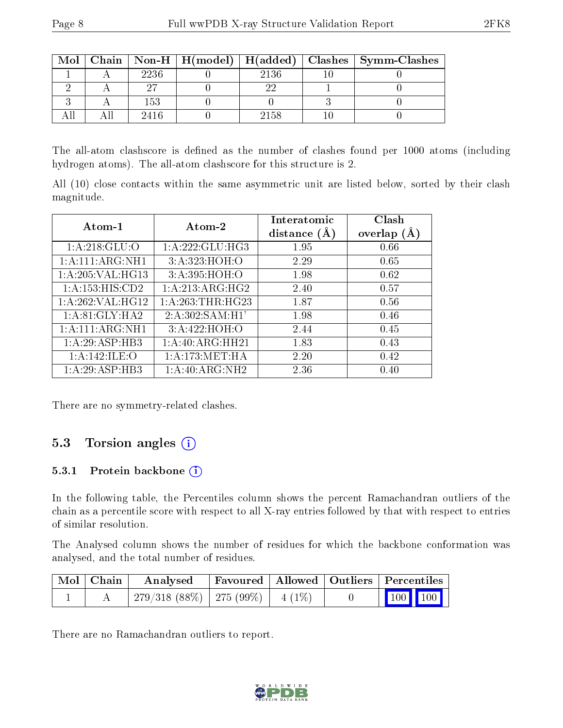| Mol | Chain | Non-H | H(model) | H(added) | Clashes | Symm-Clashes |
|---|---|---|---|---|---|---|
| 1 | A | 2236 | 0 | 2136 | 10 | 0 |
| 2 | A | 27 | 0 | 22 | 1 | 0 |
| 3 | A | 153 | 0 | 0 | 3 | 0 |
| All | All | 2416 | 0 | 2158 | 10 | 0 |

The all-atom clashscore is defined as the number of clashes found per 1000 atoms (including hydrogen atoms). The all-atom clashscore for this structure is 2.

All (10) close contacts within the same asymmetric unit are listed below, sorted by their clash magnitude.

| Atom-1 | Atom-2 | Interatomic distance (Å) | Clash overlap (Å) |
|---|---|---|---|
| 1:A:218:GLU:O | 1:A:222:GLU:HG3 | 1.95 | 0.66 |
| 1:A:111:ARG:NH1 | 3:A:323:HOH:O | 2.29 | 0.65 |
| 1:A:205:VAL:HG13 | 3:A:395:HOH:O | 1.98 | 0.62 |
| 1:A:153:HIS:CD2 | 1:A:213:ARG:HG2 | 2.40 | 0.57 |
| 1:A:262:VAL:HG12 | 1:A:263:THR:HG23 | 1.87 | 0.56 |
| 1:A:81:GLY:HA2 | 2:A:302:SAM:H1' | 1.98 | 0.46 |
| 1:A:111:ARG:NH1 | 3:A:422:HOH:O | 2.44 | 0.45 |
| 1:A:29:ASP:HB3 | 1:A:40:ARG:HH21 | 1.83 | 0.43 |
| 1:A:142:ILE:O | 1:A:173:MET:HA | 2.20 | 0.42 |
| 1:A:29:ASP:HB3 | 1:A:40:ARG:NH2 | 2.36 | 0.40 |

There are no symmetry-related clashes.

## 5.3 Torsion angles

### 5.3.1 Protein backbone

In the following table, the Percentiles column shows the percent Ramachandran outliers of the chain as a percentile score with respect to all X-ray entries followed by that with respect to entries of similar resolution.

The Analysed column shows the number of residues for which the backbone conformation was analysed, and the total number of residues.

| Mol | Chain | Analysed | Favoured | Allowed | Outliers | Percentiles | |
|---|---|---|---|---|---|---|---|
| 1 | A | 279/318 (88%) | 275 (99%) | 4 (1%) | 0 | 100 | 100 |

There are no Ramachandran outliers to report.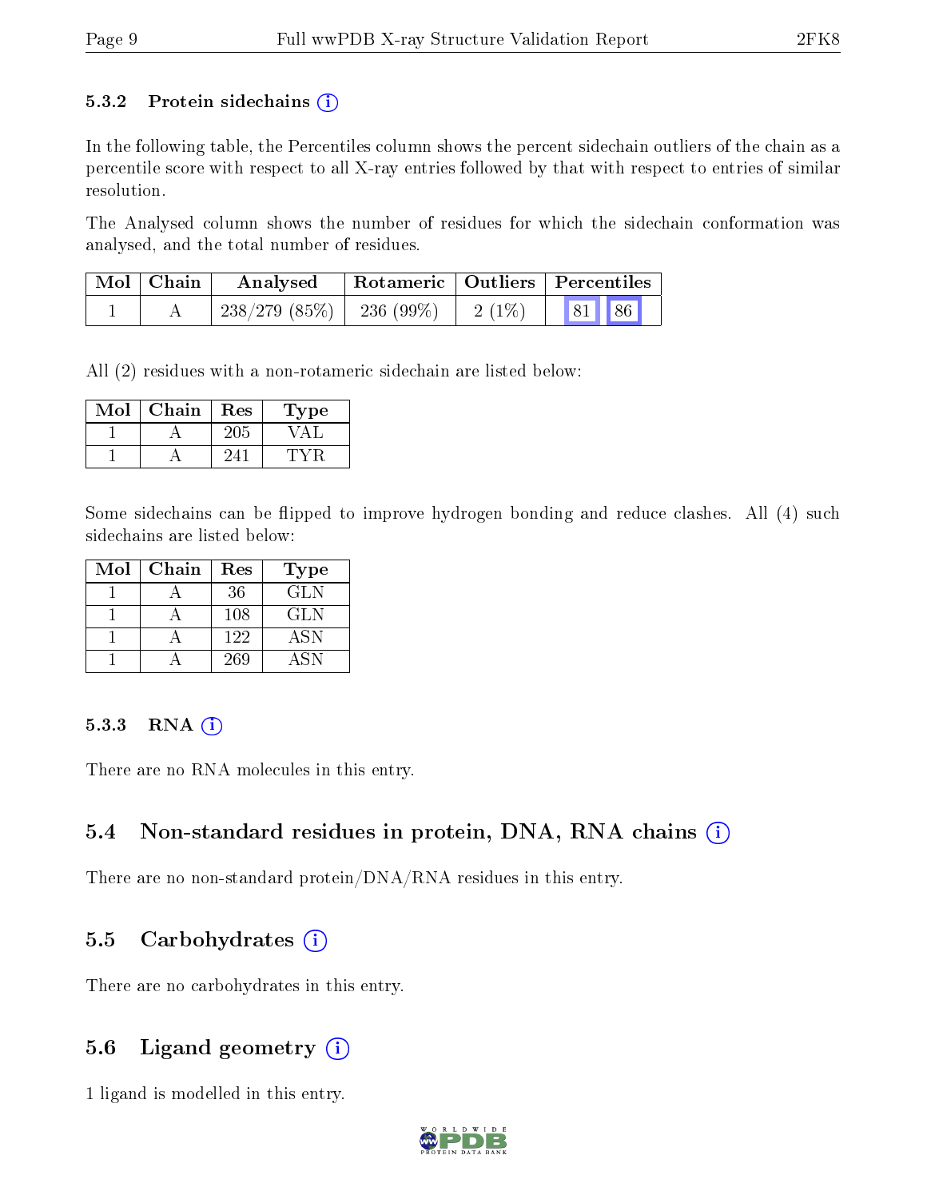### 5.3.2 Protein sidechains

In the following table, the Percentiles column shows the percent sidechain outliers of the chain as a percentile score with respect to all X-ray entries followed by that with respect to entries of similar resolution.

The Analysed column shows the number of residues for which the sidechain conformation was analysed, and the total number of residues.

| Mol | Chain | Analysed | Rotameric | Outliers | Percentiles | |
|---|---|---|---|---|---|---|
| 1 | A | 238/279 (85%) | 236 (99%) | 2 (1%) | 81 | 86 |

All (2) residues with a non-rotameric sidechain are listed below:

| Mol | Chain | Res | Type |
|---|---|---|---|
| 1 | A | 205 | VAL |
| 1 | A | 241 | TYR |

Some sidechains can be flipped to improve hydrogen bonding and reduce clashes. All (4) such sidechains are listed below:

| Mol | Chain | Res | Type |
|---|---|---|---|
| 1 | A | 36 | GLN |
| 1 | A | 108 | GLN |
| 1 | A | 122 | ASN |
| 1 | A | 269 | ASN |

### 5.3.3 RNA

There are no RNA molecules in this entry.

## 5.4 Non-standard residues in protein, DNA, RNA chains

There are no non-standard protein/DNA/RNA residues in this entry.

## 5.5 Carbohydrates

There are no carbohydrates in this entry.

## 5.6 Ligand geometry

1 ligand is modelled in this entry.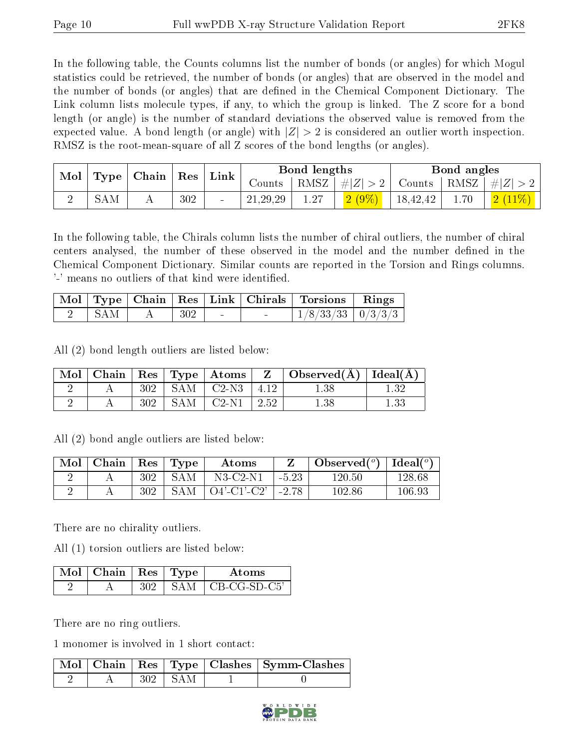In the following table, the Counts columns list the number of bonds (or angles) for which Mogul statistics could be retrieved, the number of bonds (or angles) that are observed in the model and the number of bonds (or angles) that are defined in the Chemical Component Dictionary. The Link column lists molecule types, if any, to which the group is linked. The Z score for a bond length (or angle) is the number of standard deviations the observed value is removed from the expected value. A bond length (or angle) with $|Z| > 2$ is considered an outlier worth inspection. RMSZ is the root-mean-square of all Z scores of the bond lengths (or angles).

| Mol | Type | Chain | Res | Link | Bond lengths | | | Bond angles | | |
|---|---|---|---|---|---|---|---|---|---|---|
| | | | | | Counts | RMSZ | $\#\|Z\|>2$ | Counts | RMSZ | $\#\|Z\|>2$ |
| 2 | SAM | A | 302 | - | 21,29,29 | 1.27 | 2 (9%) | 18,42,42 | 1.70 | 2 (11%) |

In the following table, the Chirals column lists the number of chiral outliers, the number of chiral centers analysed, the number of these observed in the model and the number defined in the Chemical Component Dictionary. Similar counts are reported in the Torsion and Rings columns. '-' means no outliers of that kind were identified.

| Mol | Type | Chain | Res | Link | Chirals | Torsions | Rings |
|---|---|---|---|---|---|---|---|
| 2 | SAM | A | 302 | - | - | 1/8/33/33 | 0/3/3/3 |

All (2) bond length outliers are listed below:

| Mol | Chain | Res | Type | Atoms | Z | Observed(Å) | Ideal(Å) |
|---|---|---|---|---|---|---|---|
| 2 | A | 302 | SAM | C2-N3 | 4.12 | 1.38 | 1.32 |
| 2 | A | 302 | SAM | C2-N1 | 2.52 | 1.38 | 1.33 |

All (2) bond angle outliers are listed below:

| Mol | Chain | Res | Type | Atoms | Z | Observed(°) | Ideal(°) |
|---|---|---|---|---|---|---|---|
| 2 | A | 302 | SAM | N3-C2-N1 | -5.23 | 120.50 | 128.68 |
| 2 | A | 302 | SAM | O4'-C1'-C2' | -2.78 | 102.86 | 106.93 |

There are no chirality outliers.

All (1) torsion outliers are listed below:

| Mol | Chain | Res | Type | Atoms |
|---|---|---|---|---|
| 2 | A | 302 | SAM | CB-CG-SD-C5' |

There are no ring outliers.

1 monomer is involved in 1 short contact:

| Mol | Chain | Res | Type | Clashes | Symm-Clashes |
|---|---|---|---|---|---|
| 2 | A | 302 | SAM | 1 | 0 |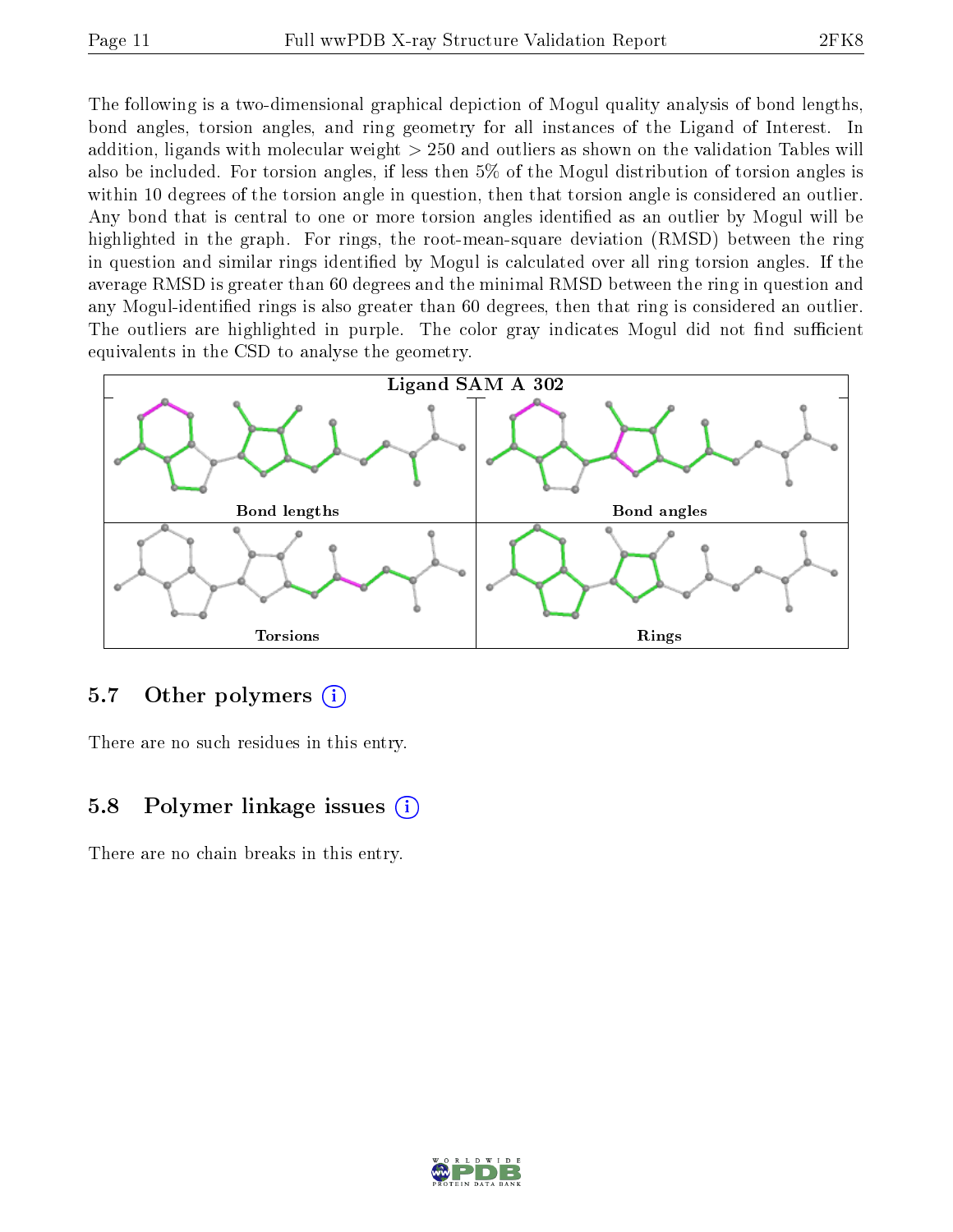The following is a two-dimensional graphical depiction of Mogul quality analysis of bond lengths, bond angles, torsion angles, and ring geometry for all instances of the Ligand of Interest. In addition, ligands with molecular weight > 250 and outliers as shown on the validation Tables will also be included. For torsion angles, if less then 5% of the Mogul distribution of torsion angles is within 10 degrees of the torsion angle in question, then that torsion angle is considered an outlier. Any bond that is central to one or more torsion angles identified as an outlier by Mogul will be highlighted in the graph. For rings, the root-mean-square deviation (RMSD) between the ring in question and similar rings identified by Mogul is calculated over all ring torsion angles. If the average RMSD is greater than 60 degrees and the minimal RMSD between the ring in question and any Mogul-identified rings is also greater than 60 degrees, then that ring is considered an outlier. The outliers are highlighted in purple. The color gray indicates Mogul did not find sufficient equivalents in the CSD to analyse the geometry.

**Ligand SAM A 302**

Bond lengths | Bond angles | Torsions | Rings

## 5.7 Other polymers

There are no such residues in this entry.

## 5.8 Polymer linkage issues

There are no chain breaks in this entry.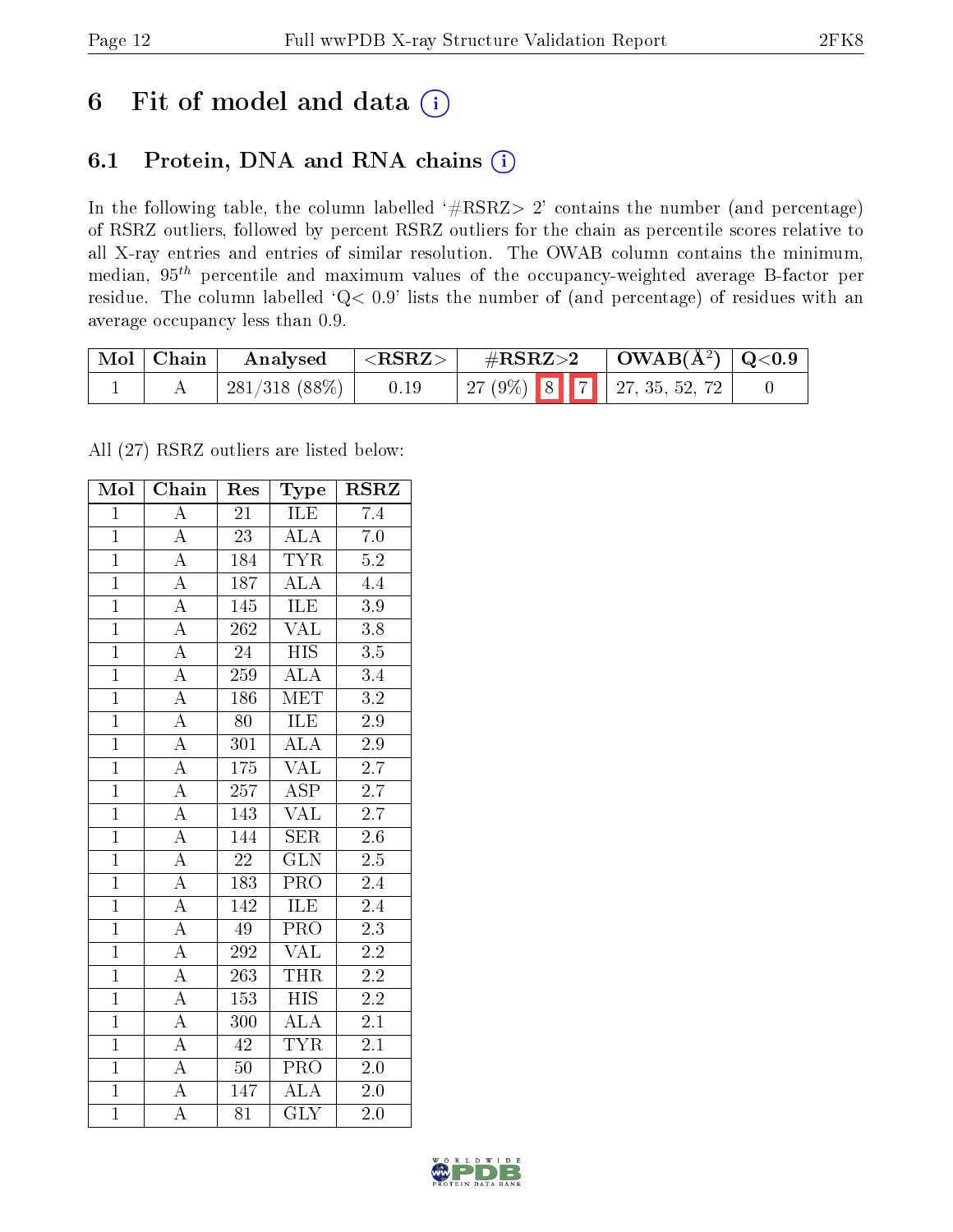# 6 Fit of model and data

## 6.1 Protein, DNA and RNA chains

In the following table, the column labelled '#RSRZ> 2' contains the number (and percentage) of RSRZ outliers, followed by percent RSRZ outliers for the chain as percentile scores relative to all X-ray entries and entries of similar resolution. The OWAB column contains the minimum, median, $95^{th}$ percentile and maximum values of the occupancy-weighted average B-factor per residue. The column labelled 'Q< 0.9' lists the number of (and percentage) of residues with an average occupancy less than 0.9.

| Mol | Chain | Analysed | <RSRZ> | #RSRZ>2 | | | OWAB(Å$^2$) | Q<0.9 |
|---|---|---|---|---|---|---|---|---|
| 1 | A | 281/318 (88%) | 0.19 | 27 (9%) | 8 | 7 | 27, 35, 52, 72 | 0 |

All (27) RSRZ outliers are listed below:

| Mol | Chain | Res | Type | RSRZ |
|---|---|---|---|---|
| 1 | A | 21 | ILE | 7.4 |
| 1 | A | 23 | ALA | 7.0 |
| 1 | A | 184 | TYR | 5.2 |
| 1 | A | 187 | ALA | 4.4 |
| 1 | A | 145 | ILE | 3.9 |
| 1 | A | 262 | VAL | 3.8 |
| 1 | A | 24 | HIS | 3.5 |
| 1 | A | 259 | ALA | 3.4 |
| 1 | A | 186 | MET | 3.2 |
| 1 | A | 80 | ILE | 2.9 |
| 1 | A | 301 | ALA | 2.9 |
| 1 | A | 175 | VAL | 2.7 |
| 1 | A | 257 | ASP | 2.7 |
| 1 | A | 143 | VAL | 2.7 |
| 1 | A | 144 | SER | 2.6 |
| 1 | A | 22 | GLN | 2.5 |
| 1 | A | 183 | PRO | 2.4 |
| 1 | A | 142 | ILE | 2.4 |
| 1 | A | 49 | PRO | 2.3 |
| 1 | A | 292 | VAL | 2.2 |
| 1 | A | 263 | THR | 2.2 |
| 1 | A | 153 | HIS | 2.2 |
| 1 | A | 300 | ALA | 2.1 |
| 1 | A | 42 | TYR | 2.1 |
| 1 | A | 50 | PRO | 2.0 |
| 1 | A | 147 | ALA | 2.0 |
| 1 | A | 81 | GLY | 2.0 |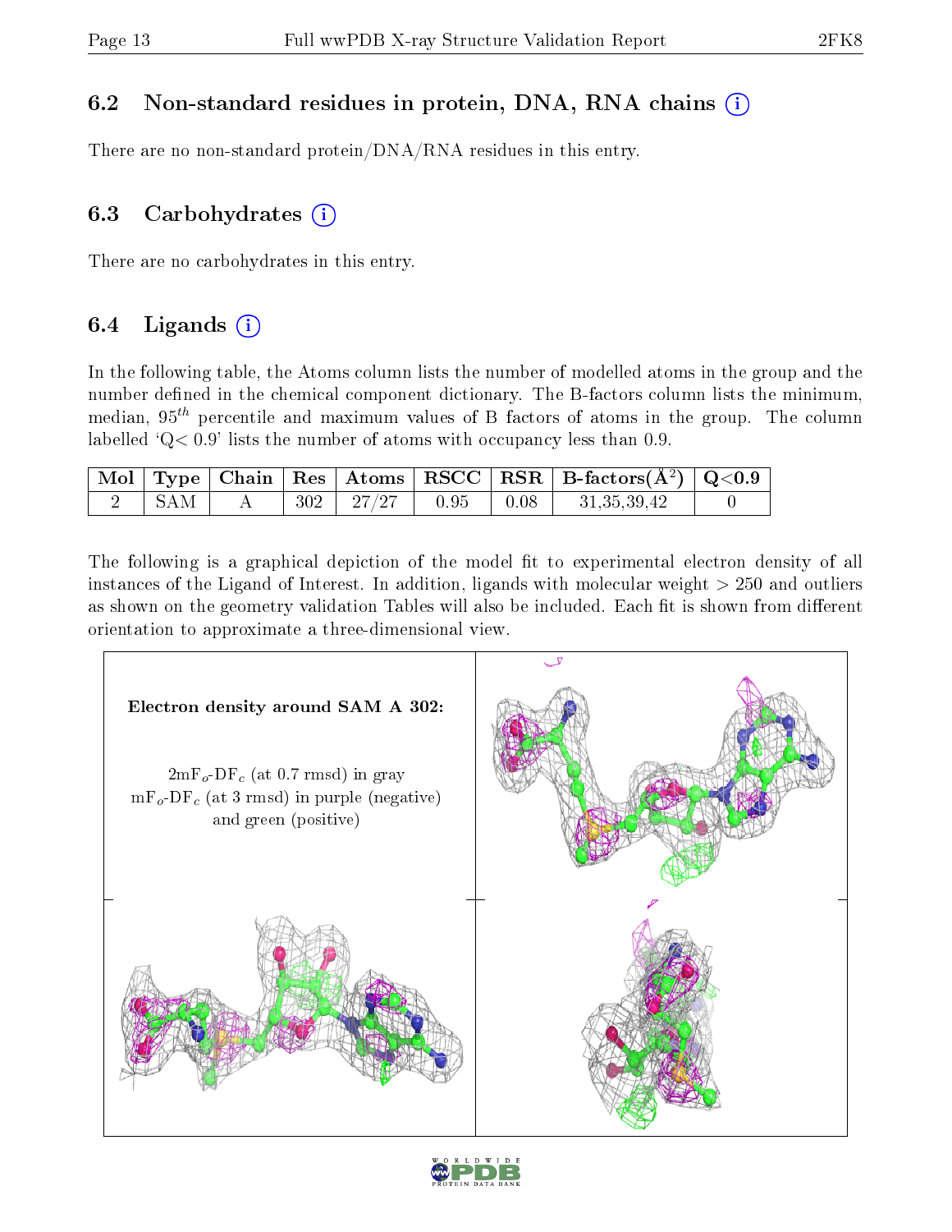### 6.2 Non-standard residues in protein, DNA, RNA chains

There are no non-standard protein/DNA/RNA residues in this entry.

### 6.3 Carbohydrates

There are no carbohydrates in this entry.

### 6.4 Ligands

In the following table, the Atoms column lists the number of modelled atoms in the group and the number defined in the chemical component dictionary. The B-factors column lists the minimum, median, $95^{th}$ percentile and maximum values of B factors of atoms in the group. The column labelled 'Q< 0.9' lists the number of atoms with occupancy less than 0.9.

| Mol | Type | Chain | Res | Atoms | RSCC | RSR | B-factors($Å^2$) | Q<0.9 |
|---|---|---|---|---|---|---|---|---|
| 2 | SAM | A | 302 | 27/27 | 0.95 | 0.08 | 31,35,39,42 | 0 |

The following is a graphical depiction of the model fit to experimental electron density of all instances of the Ligand of Interest. In addition, ligands with molecular weight > 250 and outliers as shown on the geometry validation Tables will also be included. Each fit is shown from different orientation to approximate a three-dimensional view.

**Electron density around SAM A 302:**

$2mF_o$-$DF_c$ (at 0.7 rmsd) in gray
$mF_o$-$DF_c$ (at 3 rmsd) in purple (negative)
and green (positive)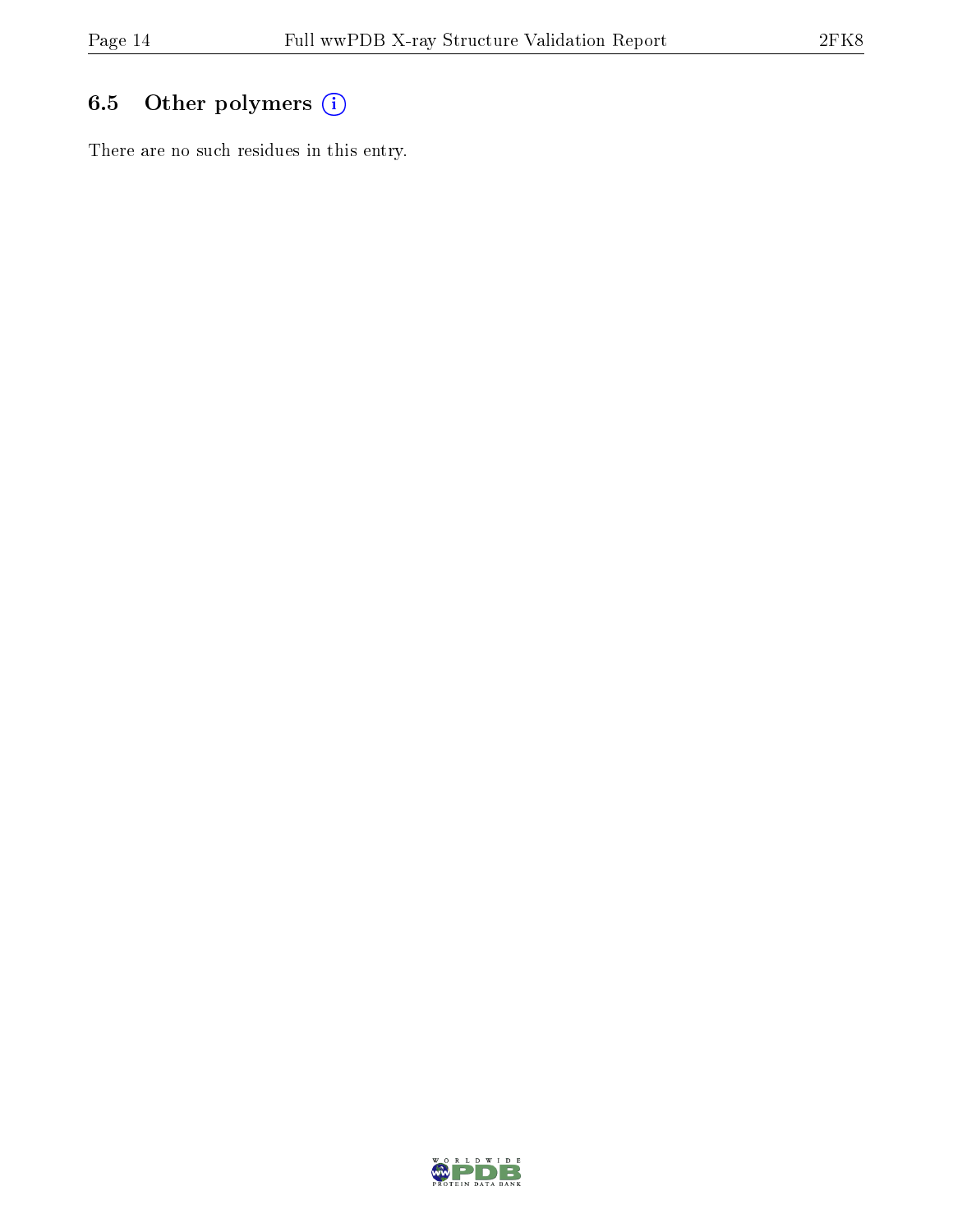### 6.5 Other polymers

There are no such residues in this entry.